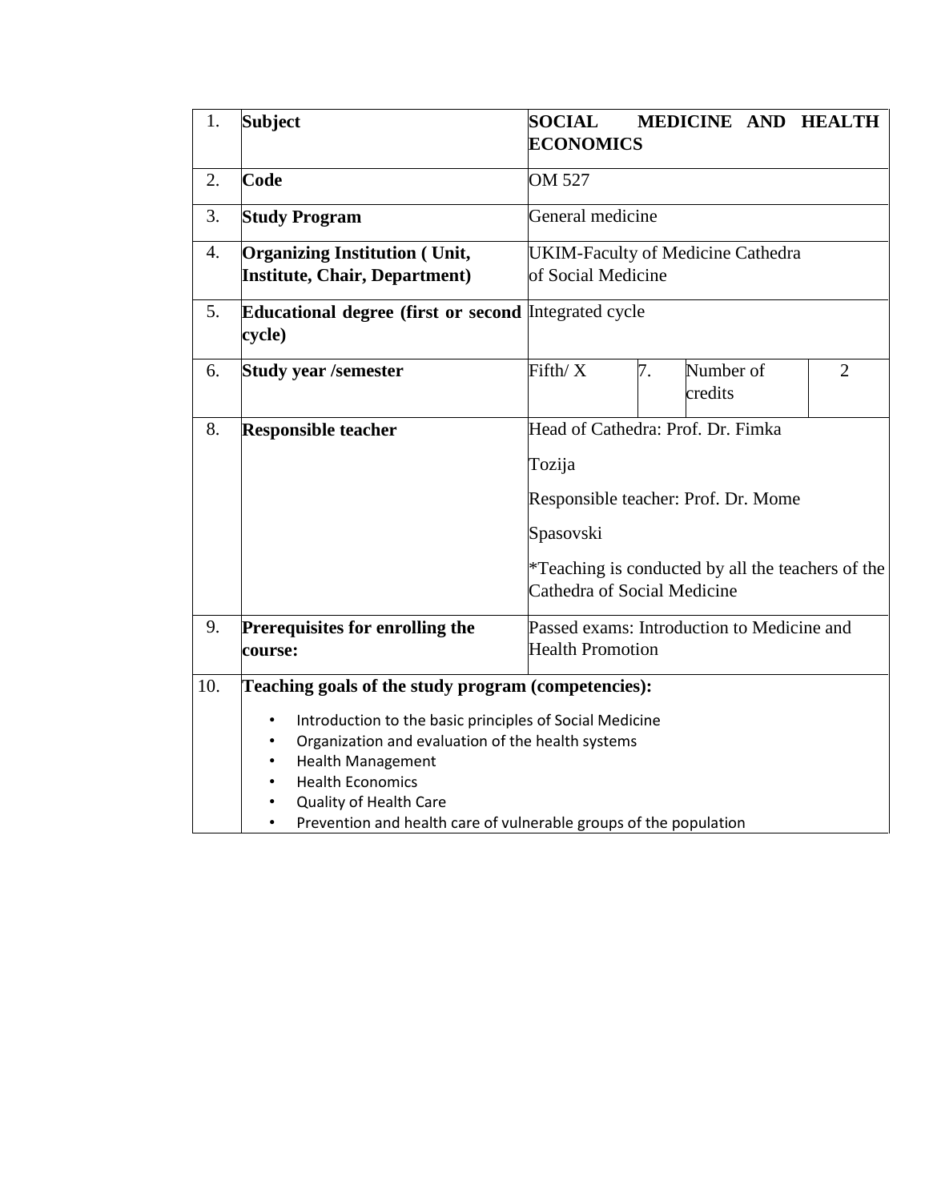| | | | | | |
|---|---|---|---|---|---|
| 1. | **Subject** | **SOCIAL MEDICINE AND HEALTH ECONOMICS** | | | |
| 2. | **Code** | OM 527 | | | |
| 3. | **Study Program** | General medicine | | | |
| 4. | **Organizing Institution ( Unit, Institute, Chair, Department)** | UKIM-Faculty of Medicine Cathedra of Social Medicine | | | |
| 5. | **Educational degree (first or second cycle)** | Integrated cycle | | | |
| 6. | **Study year /semester** | Fifth/ X | 7. | Number of credits | 2 |
| 8. | **Responsible teacher** | Head of Cathedra: Prof. Dr. Fimka Tozija<br><br>Responsible teacher: Prof. Dr. Mome Spasovski<br><br>*Teaching is conducted by all the teachers of the Cathedra of Social Medicine | | | |
| 9. | **Prerequisites for enrolling the course:** | Passed exams: Introduction to Medicine and Health Promotion | | | |
| 10. | **Teaching goals of the study program (competencies):**<br>• Introduction to the basic principles of Social Medicine<br>• Organization and evaluation of the health systems<br>• Health Management<br>• Health Economics<br>• Quality of Health Care<br>• Prevention and health care of vulnerable groups of the population | | | | |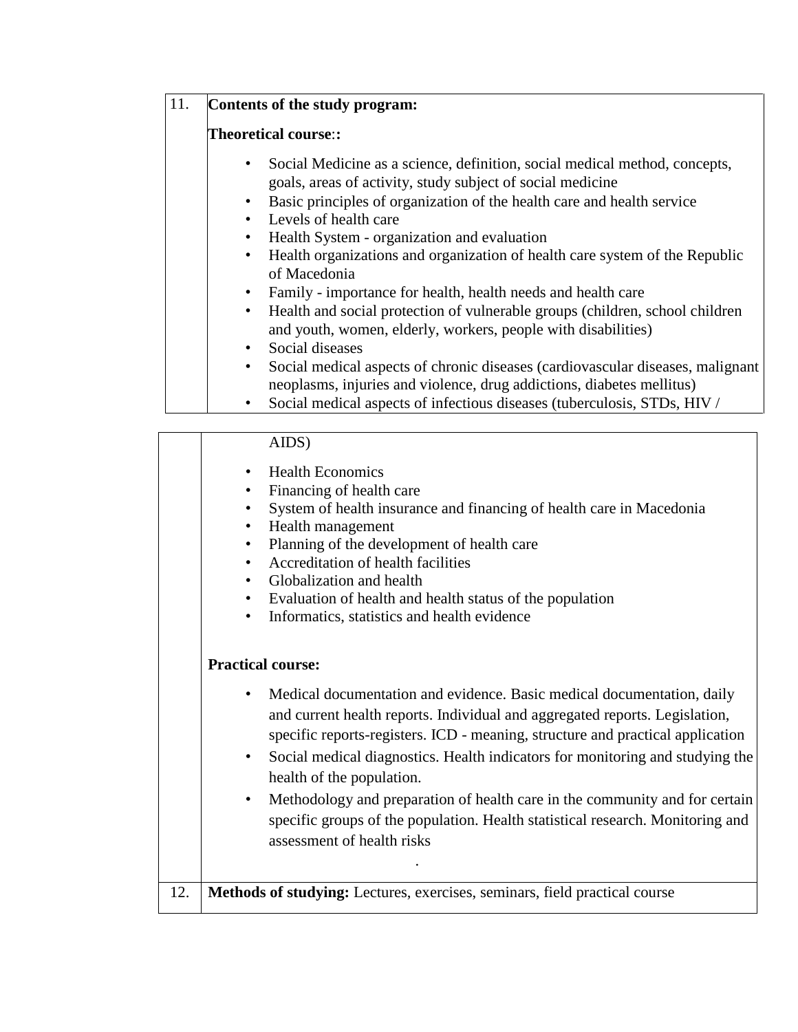| | |
|---|---|
| 11. | **Contents of the study program:**<br><br>**Theoretical course::**<br><br>• Social Medicine as a science, definition, social medical method, concepts, goals, areas of activity, study subject of social medicine<br>• Basic principles of organization of the health care and health service<br>• Levels of health care<br>• Health System - organization and evaluation<br>• Health organizations and organization of health care system of the Republic of Macedonia<br>• Family - importance for health, health needs and health care<br>• Health and social protection of vulnerable groups (children, school children and youth, women, elderly, workers, people with disabilities)<br>• Social diseases<br>• Social medical aspects of chronic diseases (cardiovascular diseases, malignant neoplasms, injuries and violence, drug addictions, diabetes mellitus)<br>• Social medical aspects of infectious diseases (tuberculosis, STDs, HIV / AIDS)<br>• Health Economics<br>• Financing of health care<br>• System of health insurance and financing of health care in Macedonia<br>• Health management<br>• Planning of the development of health care<br>• Accreditation of health facilities<br>• Globalization and health<br>• Evaluation of health and health status of the population<br>• Informatics, statistics and health evidence<br><br>**Practical course:**<br><br>• Medical documentation and evidence. Basic medical documentation, daily and current health reports. Individual and aggregated reports. Legislation, specific reports-registers. ICD - meaning, structure and practical application<br>• Social medical diagnostics. Health indicators for monitoring and studying the health of the population.<br>• Methodology and preparation of health care in the community and for certain specific groups of the population. Health statistical research. Monitoring and assessment of health risks<br>. |
| 12. | **Methods of studying:** Lectures, exercises, seminars, field practical course |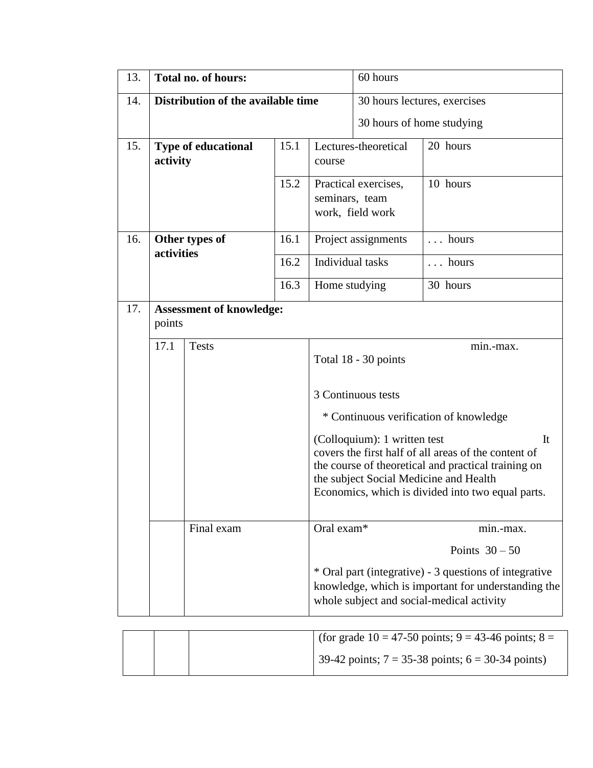| | | | | |
|---|---|---|---|---|
| 13. | **Total no. of hours:** | | | 60 hours |
| 14. | **Distribution of the available time** | | | 30 hours lectures, exercises<br>30 hours of home studying |
| 15. | **Type of educational activity** | 15.1 | Lectures-theoretical course | 20 hours |
| | | 15.2 | Practical exercises, seminars, team work, field work | 10 hours |
| 16. | **Other types of activities** | 16.1 | Project assignments | . . . hours |
| | | 16.2 | Individual tasks | . . . hours |
| | | 16.3 | Home studying | 30 hours |

| | | | |
|---|---|---|---|
| 17. | **Assessment of knowledge:**<br>points | | |
| | 17.1 | Tests | min.-max.<br>Total 18 - 30 points<br><br>3 Continuous tests<br>* Continuous verification of knowledge<br>(Colloquium): 1 written test It covers the first half of all areas of the content of the course of theoretical and practical training on the subject Social Medicine and Health Economics, which is divided into two equal parts. |
| | | Final exam | Oral exam* min.-max.<br>Points 30 – 50<br>* Oral part (integrative) - 3 questions of integrative knowledge, which is important for understanding the whole subject and social-medical activity |
| | | | (for grade 10 = 47-50 points; 9 = 43-46 points; 8 = 39-42 points; 7 = 35-38 points; 6 = 30-34 points) |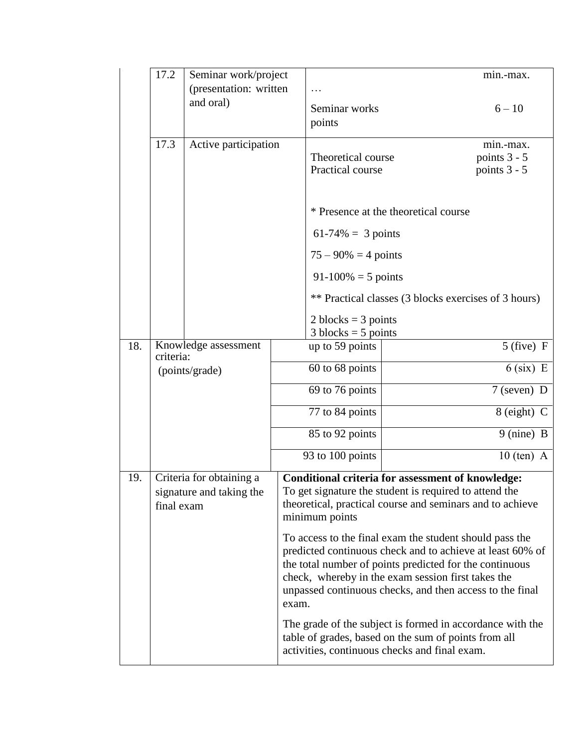| | | | |
|---|---|---|---|
| | 17.2 | Seminar work/project (presentation: written and oral) | min.-max.<br>…<br>Seminar works 6 – 10 points |
| | 17.3 | Active participation | min.-max.<br>Theoretical course points 3 - 5<br>Practical course points 3 - 5<br><br>* Presence at the theoretical course<br>61-74% = 3 points<br>75 – 90% = 4 points<br>91-100% = 5 points<br>** Practical classes (3 blocks exercises of 3 hours)<br>2 blocks = 3 points<br>3 blocks = 5 points |

| | | | |
|---|---|---|---|
| 18. | Knowledge assessment criteria: (points/grade) | up to 59 points | 5 (five) F |
| | | 60 to 68 points | 6 (six) E |
| | | 69 to 76 points | 7 (seven) D |
| | | 77 to 84 points | 8 (eight) C |
| | | 85 to 92 points | 9 (nine) B |
| | | 93 to 100 points | 10 (ten) A |
| 19. | Criteria for obtaining a signature and taking the final exam | **Conditional criteria for assessment of knowledge:** To get signature the student is required to attend the theoretical, practical course and seminars and to achieve minimum points<br><br>To access to the final exam the student should pass the predicted continuous check and to achieve at least 60% of the total number of points predicted for the continuous check, whereby in the exam session first takes the unpassed continuous checks, and then access to the final exam.<br><br>The grade of the subject is formed in accordance with the table of grades, based on the sum of points from all activities, continuous checks and final exam. | |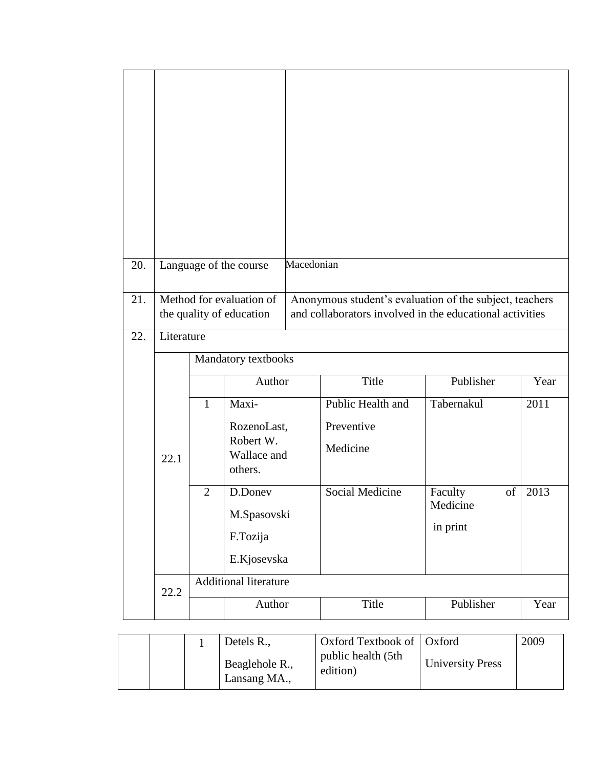| | | | | | | |
|---|---|---|---|---|---|---|
| | | | | | | |
| 20. | Language of the course | | Macedonian | | | |
| 21. | Method for evaluation of the quality of education | | Anonymous student's evaluation of the subject, teachers and collaborators involved in the educational activities | | | |
| 22. | Literature | | | | | |
| | 22.1 | Mandatory textbooks | | | | |
| | | | Author | Title | Publisher | Year |
| | | 1 | Maxi-RozenoLast, Robert W. Wallace and others. | Public Health and Preventive Medicine | Tabernakul | 2011 |
| | | 2 | D.Donev M.Spasovski F.Tozija E.Kjosevska | Social Medicine | Faculty of Medicine in print | 2013 |
| | 22.2 | Additional literature | | | | |
| | | | Author | Title | Publisher | Year |
| | | 1 | Detels R., Beaglehole R., Lansang MA., | Oxford Textbook of public health (5th edition) | Oxford University Press | 2009 |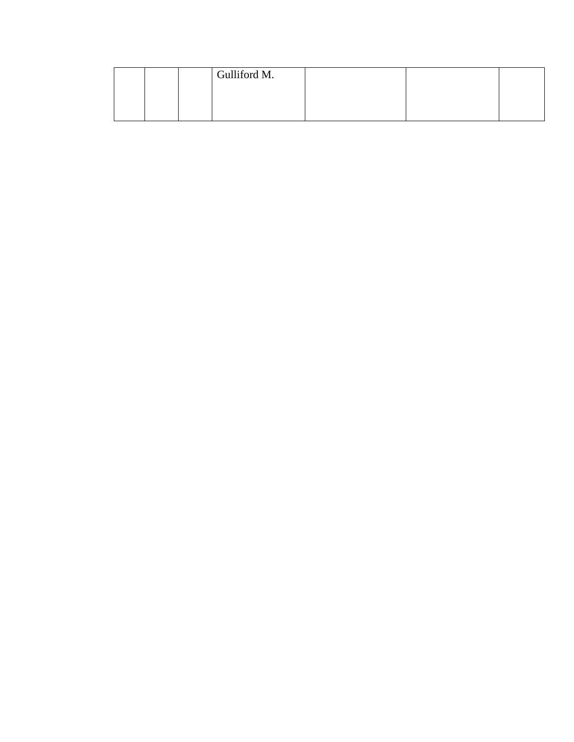| | | | | | | |
|---|---|---|---|---|---|---|
| | | | Gulliford M. | | | |